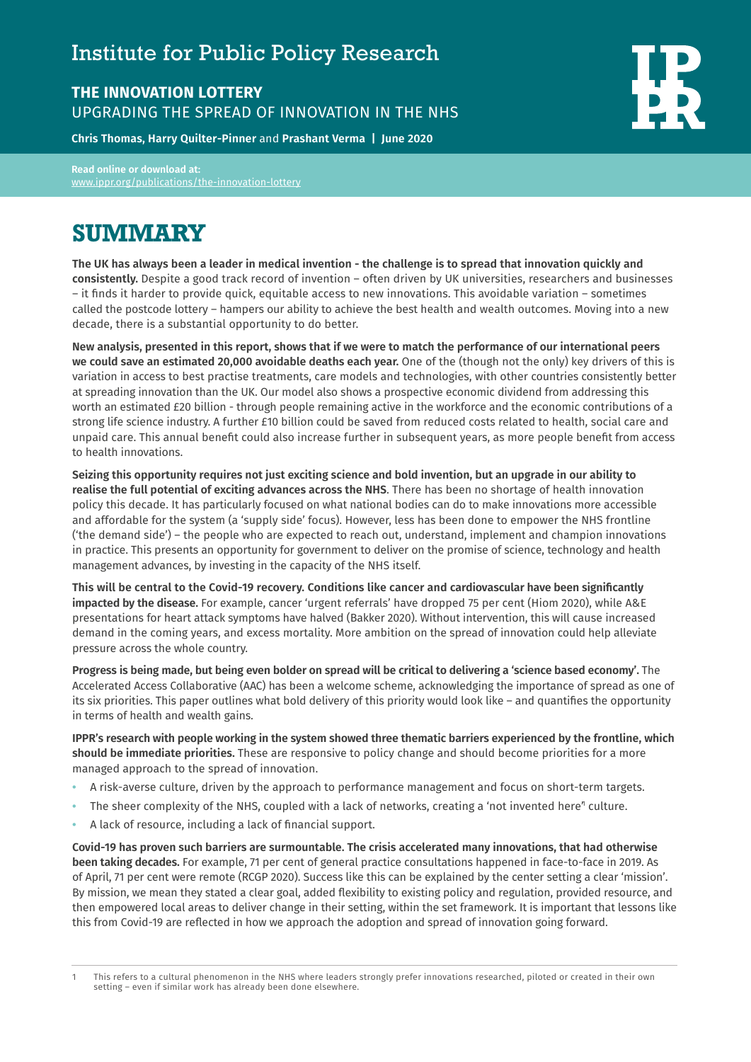Institute for Public Policy Research

# THE INNOVATION LOTTERY

UPGRADING THE SPREAD OF INNOVATION IN THE NHS

**Chris Thomas, Harry Quilter-Pinner** and **Prashant Verma** | **June 2020**

**Read online or download at:**
www.ippr.org/publications/the-innovation-lottery

## SUMMARY

**The UK has always been a leader in medical invention - the challenge is to spread that innovation quickly and consistently.** Despite a good track record of invention – often driven by UK universities, researchers and businesses – it finds it harder to provide quick, equitable access to new innovations. This avoidable variation – sometimes called the postcode lottery – hampers our ability to achieve the best health and wealth outcomes. Moving into a new decade, there is a substantial opportunity to do better.

**New analysis, presented in this report, shows that if we were to match the performance of our international peers we could save an estimated 20,000 avoidable deaths each year.** One of the (though not the only) key drivers of this is variation in access to best practise treatments, care models and technologies, with other countries consistently better at spreading innovation than the UK. Our model also shows a prospective economic dividend from addressing this worth an estimated £20 billion - through people remaining active in the workforce and the economic contributions of a strong life science industry. A further £10 billion could be saved from reduced costs related to health, social care and unpaid care. This annual benefit could also increase further in subsequent years, as more people benefit from access to health innovations.

**Seizing this opportunity requires not just exciting science and bold invention, but an upgrade in our ability to realise the full potential of exciting advances across the NHS**. There has been no shortage of health innovation policy this decade. It has particularly focused on what national bodies can do to make innovations more accessible and affordable for the system (a 'supply side' focus). However, less has been done to empower the NHS frontline ('the demand side') – the people who are expected to reach out, understand, implement and champion innovations in practice. This presents an opportunity for government to deliver on the promise of science, technology and health management advances, by investing in the capacity of the NHS itself.

**This will be central to the Covid-19 recovery. Conditions like cancer and cardiovascular have been significantly impacted by the disease.** For example, cancer 'urgent referrals' have dropped 75 per cent (Hiom 2020), while A&E presentations for heart attack symptoms have halved (Bakker 2020). Without intervention, this will cause increased demand in the coming years, and excess mortality. More ambition on the spread of innovation could help alleviate pressure across the whole country.

**Progress is being made, but being even bolder on spread will be critical to delivering a 'science based economy'.** The Accelerated Access Collaborative (AAC) has been a welcome scheme, acknowledging the importance of spread as one of its six priorities. This paper outlines what bold delivery of this priority would look like – and quantifies the opportunity in terms of health and wealth gains.

**IPPR's research with people working in the system showed three thematic barriers experienced by the frontline, which should be immediate priorities.** These are responsive to policy change and should become priorities for a more managed approach to the spread of innovation.

- A risk-averse culture, driven by the approach to performance management and focus on short-term targets.
- The sheer complexity of the NHS, coupled with a lack of networks, creating a 'not invented here'[1] culture.
- A lack of resource, including a lack of financial support.

**Covid-19 has proven such barriers are surmountable. The crisis accelerated many innovations, that had otherwise been taking decades.** For example, 71 per cent of general practice consultations happened in face-to-face in 2019. As of April, 71 per cent were remote (RCGP 2020). Success like this can be explained by the center setting a clear 'mission'. By mission, we mean they stated a clear goal, added flexibility to existing policy and regulation, provided resource, and then empowered local areas to deliver change in their setting, within the set framework. It is important that lessons like this from Covid-19 are reflected in how we approach the adoption and spread of innovation going forward.

---

1 This refers to a cultural phenomenon in the NHS where leaders strongly prefer innovations researched, piloted or created in their own setting – even if similar work has already been done elsewhere.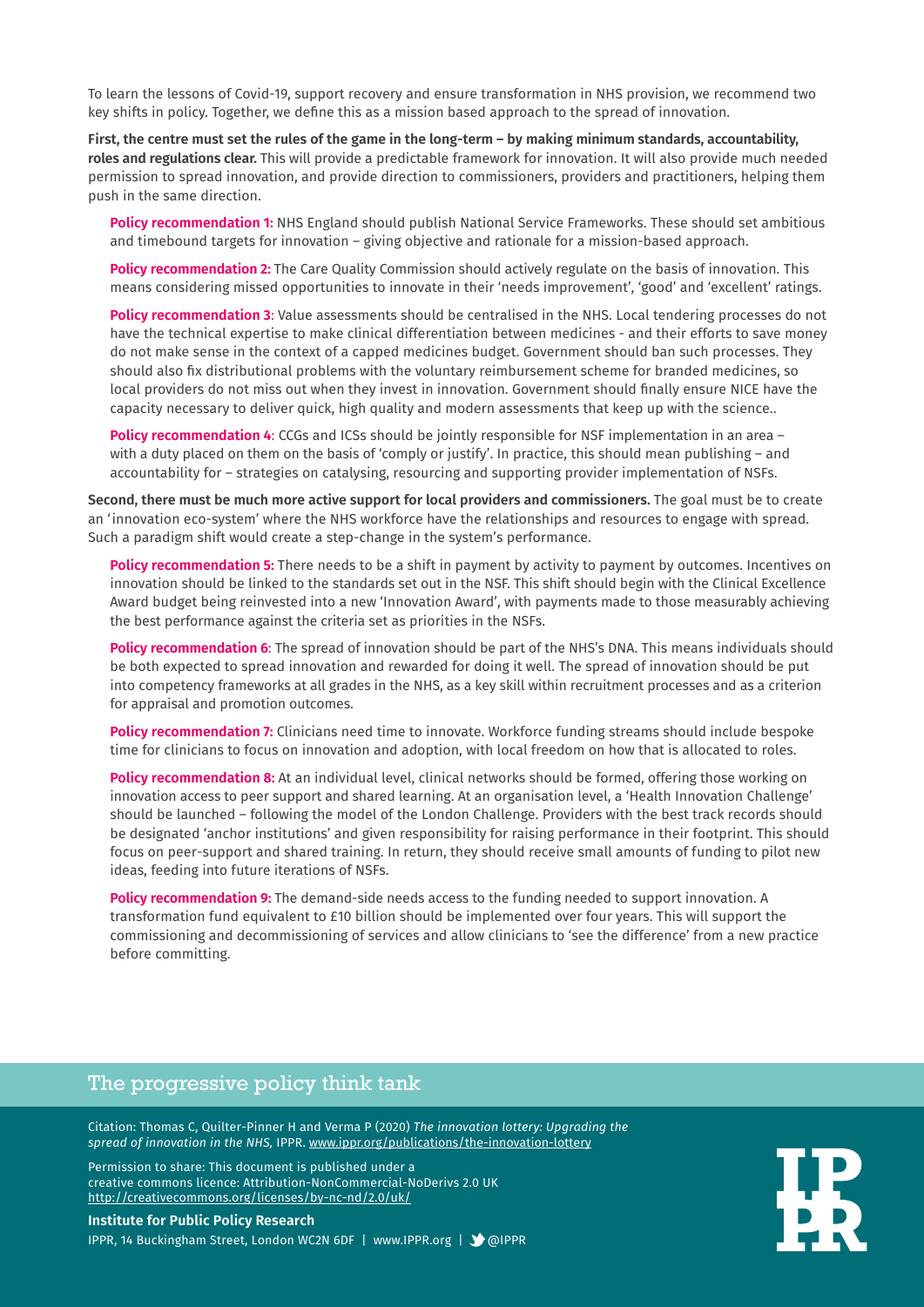To learn the lessons of Covid-19, support recovery and ensure transformation in NHS provision, we recommend two key shifts in policy. Together, we define this as a mission based approach to the spread of innovation.

**First, the centre must set the rules of the game in the long-term – by making minimum standards, accountability, roles and regulations clear.** This will provide a predictable framework for innovation. It will also provide much needed permission to spread innovation, and provide direction to commissioners, providers and practitioners, helping them push in the same direction.

**Policy recommendation 1:** NHS England should publish National Service Frameworks. These should set ambitious and timebound targets for innovation – giving objective and rationale for a mission-based approach.

**Policy recommendation 2:** The Care Quality Commission should actively regulate on the basis of innovation. This means considering missed opportunities to innovate in their 'needs improvement', 'good' and 'excellent' ratings.

**Policy recommendation 3**: Value assessments should be centralised in the NHS. Local tendering processes do not have the technical expertise to make clinical differentiation between medicines - and their efforts to save money do not make sense in the context of a capped medicines budget. Government should ban such processes. They should also fix distributional problems with the voluntary reimbursement scheme for branded medicines, so local providers do not miss out when they invest in innovation. Government should finally ensure NICE have the capacity necessary to deliver quick, high quality and modern assessments that keep up with the science..

**Policy recommendation 4**: CCGs and ICSs should be jointly responsible for NSF implementation in an area – with a duty placed on them on the basis of 'comply or justify'. In practice, this should mean publishing – and accountability for – strategies on catalysing, resourcing and supporting provider implementation of NSFs.

**Second, there must be much more active support for local providers and commissioners.** The goal must be to create an 'innovation eco-system' where the NHS workforce have the relationships and resources to engage with spread. Such a paradigm shift would create a step-change in the system's performance.

**Policy recommendation 5:** There needs to be a shift in payment by activity to payment by outcomes. Incentives on innovation should be linked to the standards set out in the NSF. This shift should begin with the Clinical Excellence Award budget being reinvested into a new 'Innovation Award', with payments made to those measurably achieving the best performance against the criteria set as priorities in the NSFs.

**Policy recommendation 6**: The spread of innovation should be part of the NHS's DNA. This means individuals should be both expected to spread innovation and rewarded for doing it well. The spread of innovation should be put into competency frameworks at all grades in the NHS, as a key skill within recruitment processes and as a criterion for appraisal and promotion outcomes.

**Policy recommendation 7:** Clinicians need time to innovate. Workforce funding streams should include bespoke time for clinicians to focus on innovation and adoption, with local freedom on how that is allocated to roles.

**Policy recommendation 8:** At an individual level, clinical networks should be formed, offering those working on innovation access to peer support and shared learning. At an organisation level, a 'Health Innovation Challenge' should be launched – following the model of the London Challenge. Providers with the best track records should be designated 'anchor institutions' and given responsibility for raising performance in their footprint. This should focus on peer-support and shared training. In return, they should receive small amounts of funding to pilot new ideas, feeding into future iterations of NSFs.

**Policy recommendation 9:** The demand-side needs access to the funding needed to support innovation. A transformation fund equivalent to £10 billion should be implemented over four years. This will support the commissioning and decommissioning of services and allow clinicians to 'see the difference' from a new practice before committing.

## The progressive policy think tank

Citation: Thomas C, Quilter-Pinner H and Verma P (2020) *The innovation lottery: Upgrading the spread of innovation in the NHS,* IPPR. www.ippr.org/publications/the-innovation-lottery

Permission to share: This document is published under a creative commons licence: Attribution-NonCommercial-NoDerivs 2.0 UK http://creativecommons.org/licenses/by-nc-nd/2.0/uk/

**Institute for Public Policy Research**

IPPR, 14 Buckingham Street, London WC2N 6DF | www.IPPR.org | @IPPR